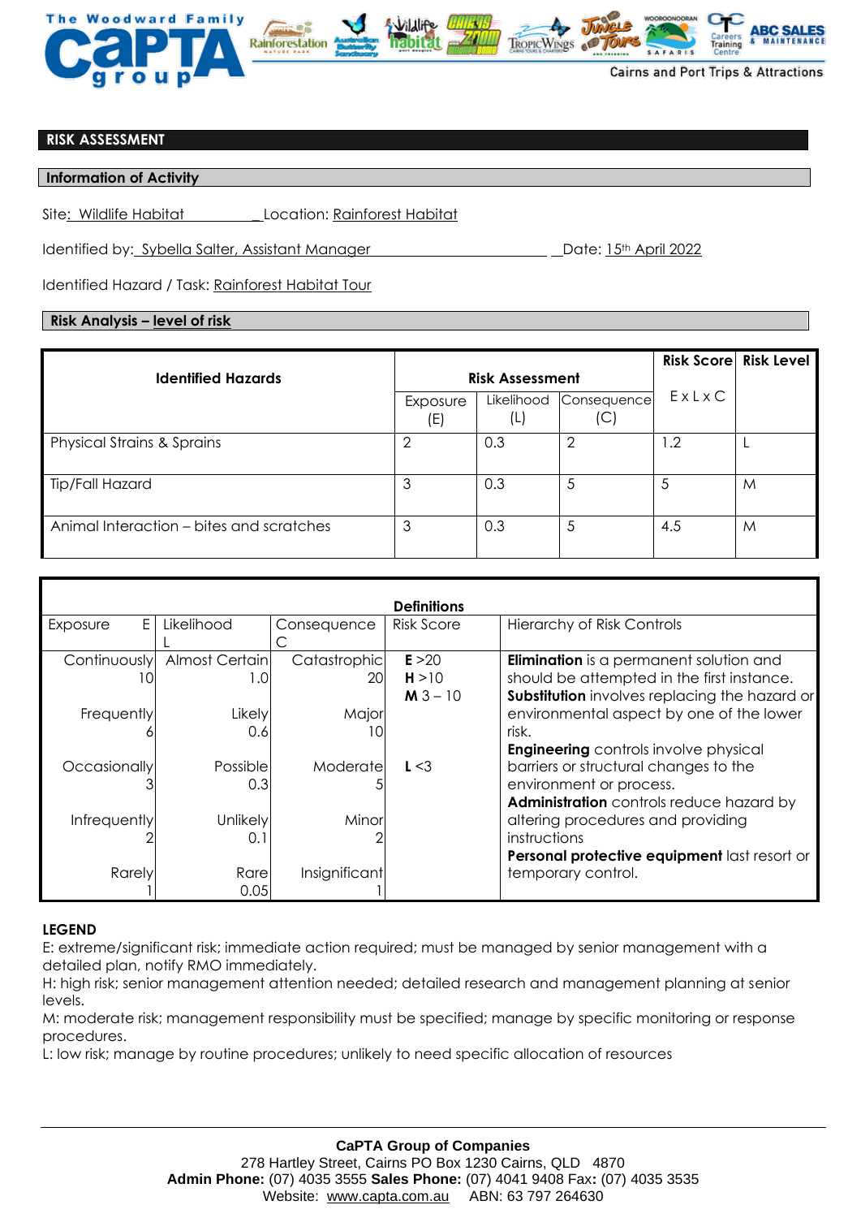## RISK ASSESSMENT

### Information of Activity

Site: Wildlife Habitat Location: Rainforest Habitat

Identified by: Sybella Salter, Assistant Manager Date: 15th April 2022

Identified Hazard / Task: Rainforest Habitat Tour

### Risk Analysis – level of risk

| Identified Hazards | Risk Assessment | | | Risk Score | Risk Level |
|---|---|---|---|---|---|
| | Exposure (E) | Likelihood (L) | Consequence (C) | E x L x C | |
| Physical Strains & Sprains | 2 | 0.3 | 2 | 1.2 | L |
| Tip/Fall Hazard | 3 | 0.3 | 5 | 5 | M |
| Animal Interaction – bites and scratches | 3 | 0.3 | 5 | 4.5 | M |

**Definitions**

| Exposure E | Likelihood L | Consequence C | Risk Score | Hierarchy of Risk Controls |
|---|---|---|---|---|
| Continuously 10 | Almost Certain 1.0 | Catastrophic 20 | **E** >20<br>**H** >10<br>**M** 3 – 10 | **Elimination** is a permanent solution and should be attempted in the first instance. |
| Frequently 6 | Likely 0.6 | Major 10 | | **Substitution** involves replacing the hazard or environmental aspect by one of the lower risk. |
| Occasionally 3 | Possible 0.3 | Moderate 5 | **L** <3 | **Engineering** controls involve physical barriers or structural changes to the environment or process. |
| Infrequently 2 | Unlikely 0.1 | Minor 2 | | **Administration** controls reduce hazard by altering procedures and providing instructions |
| Rarely 1 | Rare 0.05 | Insignificant 1 | | **Personal protective equipment** last resort or temporary control. |

**LEGEND**

E: extreme/significant risk; immediate action required; must be managed by senior management with a detailed plan, notify RMO immediately.
H: high risk; senior management attention needed; detailed research and management planning at senior levels.
M: moderate risk; management responsibility must be specified; manage by specific monitoring or response procedures.
L: low risk; manage by routine procedures; unlikely to need specific allocation of resources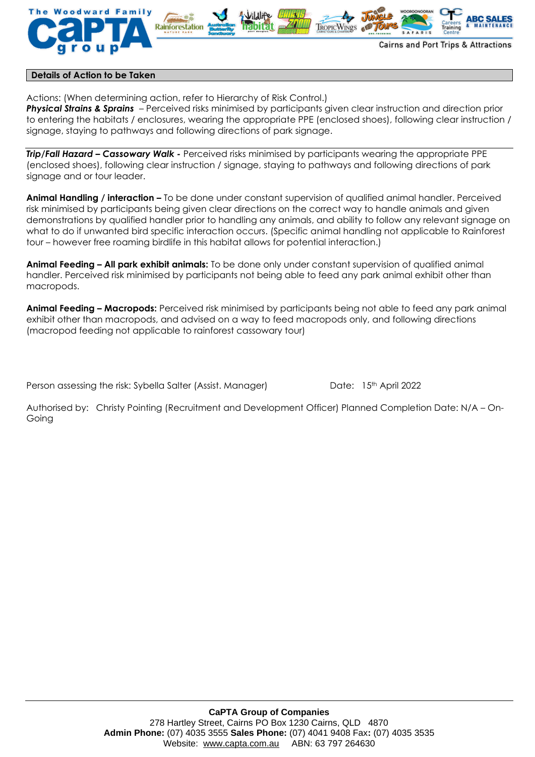## Details of Action to be Taken

Actions: (When determining action, refer to Hierarchy of Risk Control.)
***Physical Strains & Sprains*** – Perceived risks minimised by participants given clear instruction and direction prior to entering the habitats / enclosures, wearing the appropriate PPE (enclosed shoes), following clear instruction / signage, staying to pathways and following directions of park signage.

***Trip/Fall Hazard – Cassowary Walk -*** Perceived risks minimised by participants wearing the appropriate PPE (enclosed shoes), following clear instruction / signage, staying to pathways and following directions of park signage and or tour leader.

**Animal Handling / interaction –** To be done under constant supervision of qualified animal handler. Perceived risk minimised by participants being given clear directions on the correct way to handle animals and given demonstrations by qualified handler prior to handling any animals, and ability to follow any relevant signage on what to do if unwanted bird specific interaction occurs. (Specific animal handling not applicable to Rainforest tour – however free roaming birdlife in this habitat allows for potential interaction.)

**Animal Feeding – All park exhibit animals:** To be done only under constant supervision of qualified animal handler. Perceived risk minimised by participants not being able to feed any park animal exhibit other than macropods.

**Animal Feeding – Macropods:** Perceived risk minimised by participants being not able to feed any park animal exhibit other than macropods, and advised on a way to feed macropods only, and following directions (macropod feeding not applicable to rainforest cassowary tour)

Person assessing the risk: Sybella Salter (Assist. Manager)  Date: 15th April 2022

Authorised by: Christy Pointing (Recruitment and Development Officer) Planned Completion Date: N/A – On-Going